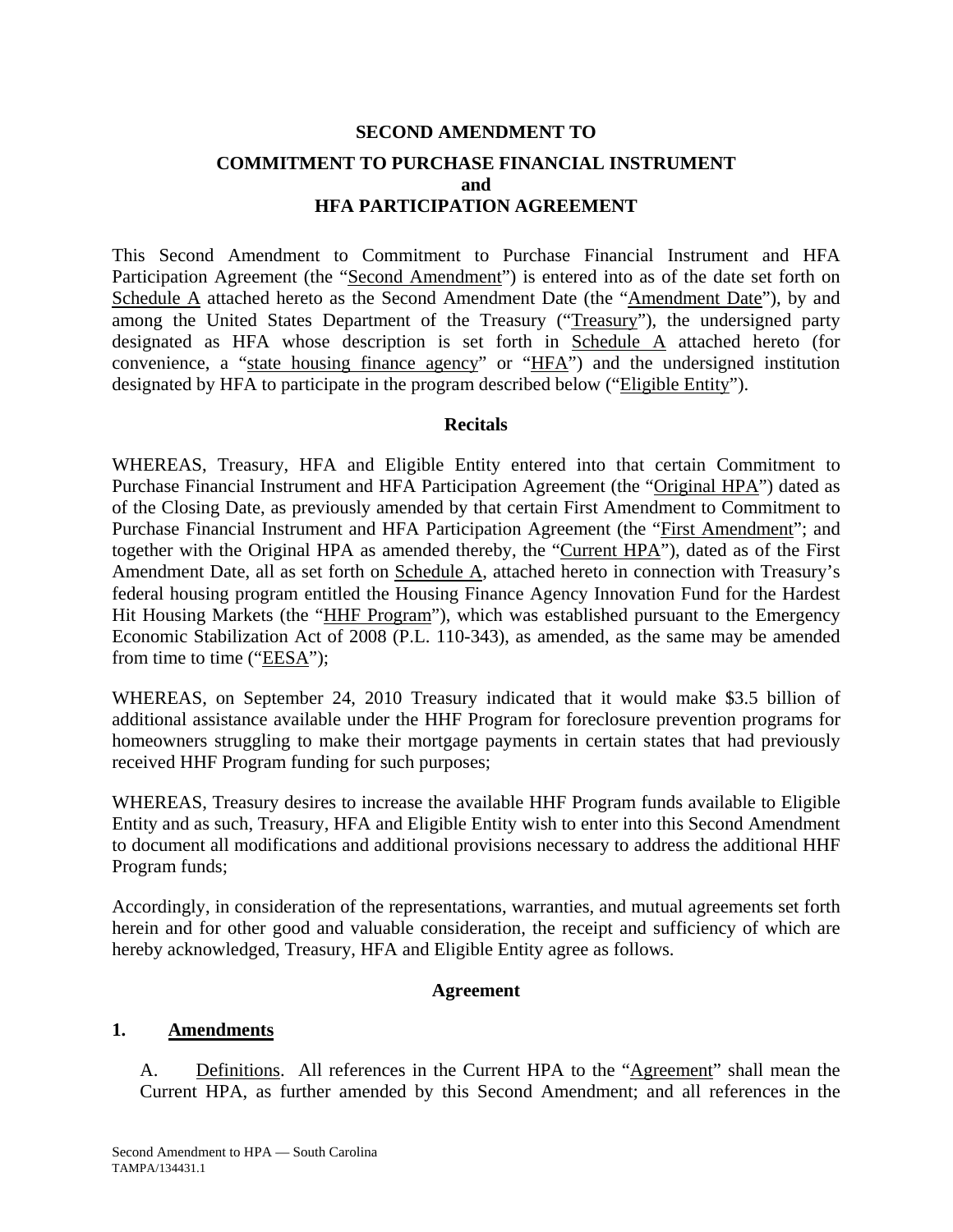# SECOND AMENDMENT TO

## COMMITMENT TO PURCHASE FINANCIAL INSTRUMENT and HFA PARTICIPATION AGREEMENT

This Second Amendment to Commitment to Purchase Financial Instrument and HFA Participation Agreement (the "Second Amendment") is entered into as of the date set forth on Schedule A attached hereto as the Second Amendment Date (the "Amendment Date"), by and among the United States Department of the Treasury ("Treasury"), the undersigned party designated as HFA whose description is set forth in Schedule A attached hereto (for convenience, a "state housing finance agency" or "HFA") and the undersigned institution designated by HFA to participate in the program described below ("Eligible Entity").

### Recitals

WHEREAS, Treasury, HFA and Eligible Entity entered into that certain Commitment to Purchase Financial Instrument and HFA Participation Agreement (the "Original HPA") dated as of the Closing Date, as previously amended by that certain First Amendment to Commitment to Purchase Financial Instrument and HFA Participation Agreement (the "First Amendment"; and together with the Original HPA as amended thereby, the "Current HPA"), dated as of the First Amendment Date, all as set forth on Schedule A, attached hereto in connection with Treasury's federal housing program entitled the Housing Finance Agency Innovation Fund for the Hardest Hit Housing Markets (the "HHF Program"), which was established pursuant to the Emergency Economic Stabilization Act of 2008 (P.L. 110-343), as amended, as the same may be amended from time to time ("EESA");

WHEREAS, on September 24, 2010 Treasury indicated that it would make $3.5 billion of additional assistance available under the HHF Program for foreclosure prevention programs for homeowners struggling to make their mortgage payments in certain states that had previously received HHF Program funding for such purposes;

WHEREAS, Treasury desires to increase the available HHF Program funds available to Eligible Entity and as such, Treasury, HFA and Eligible Entity wish to enter into this Second Amendment to document all modifications and additional provisions necessary to address the additional HHF Program funds;

Accordingly, in consideration of the representations, warranties, and mutual agreements set forth herein and for other good and valuable consideration, the receipt and sufficiency of which are hereby acknowledged, Treasury, HFA and Eligible Entity agree as follows.

### Agreement

**1. Amendments**

A. Definitions. All references in the Current HPA to the "Agreement" shall mean the Current HPA, as further amended by this Second Amendment; and all references in the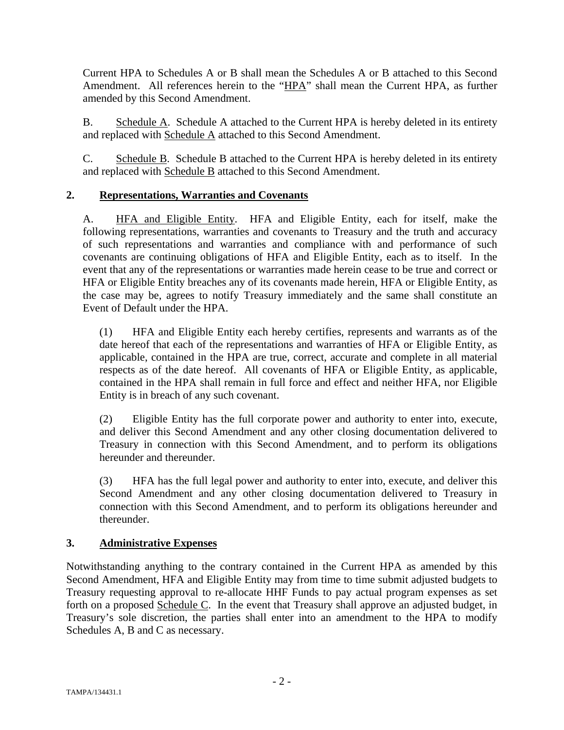Current HPA to Schedules A or B shall mean the Schedules A or B attached to this Second Amendment. All references herein to the "HPA" shall mean the Current HPA, as further amended by this Second Amendment.

B. Schedule A. Schedule A attached to the Current HPA is hereby deleted in its entirety and replaced with Schedule A attached to this Second Amendment.

C. Schedule B. Schedule B attached to the Current HPA is hereby deleted in its entirety and replaced with Schedule B attached to this Second Amendment.

## 2. Representations, Warranties and Covenants

A. HFA and Eligible Entity. HFA and Eligible Entity, each for itself, make the following representations, warranties and covenants to Treasury and the truth and accuracy of such representations and warranties and compliance with and performance of such covenants are continuing obligations of HFA and Eligible Entity, each as to itself. In the event that any of the representations or warranties made herein cease to be true and correct or HFA or Eligible Entity breaches any of its covenants made herein, HFA or Eligible Entity, as the case may be, agrees to notify Treasury immediately and the same shall constitute an Event of Default under the HPA.

(1) HFA and Eligible Entity each hereby certifies, represents and warrants as of the date hereof that each of the representations and warranties of HFA or Eligible Entity, as applicable, contained in the HPA are true, correct, accurate and complete in all material respects as of the date hereof. All covenants of HFA or Eligible Entity, as applicable, contained in the HPA shall remain in full force and effect and neither HFA, nor Eligible Entity is in breach of any such covenant.

(2) Eligible Entity has the full corporate power and authority to enter into, execute, and deliver this Second Amendment and any other closing documentation delivered to Treasury in connection with this Second Amendment, and to perform its obligations hereunder and thereunder.

(3) HFA has the full legal power and authority to enter into, execute, and deliver this Second Amendment and any other closing documentation delivered to Treasury in connection with this Second Amendment, and to perform its obligations hereunder and thereunder.

## 3. Administrative Expenses

Notwithstanding anything to the contrary contained in the Current HPA as amended by this Second Amendment, HFA and Eligible Entity may from time to time submit adjusted budgets to Treasury requesting approval to re-allocate HHF Funds to pay actual program expenses as set forth on a proposed Schedule C. In the event that Treasury shall approve an adjusted budget, in Treasury's sole discretion, the parties shall enter into an amendment to the HPA to modify Schedules A, B and C as necessary.

TAMPA/134431.1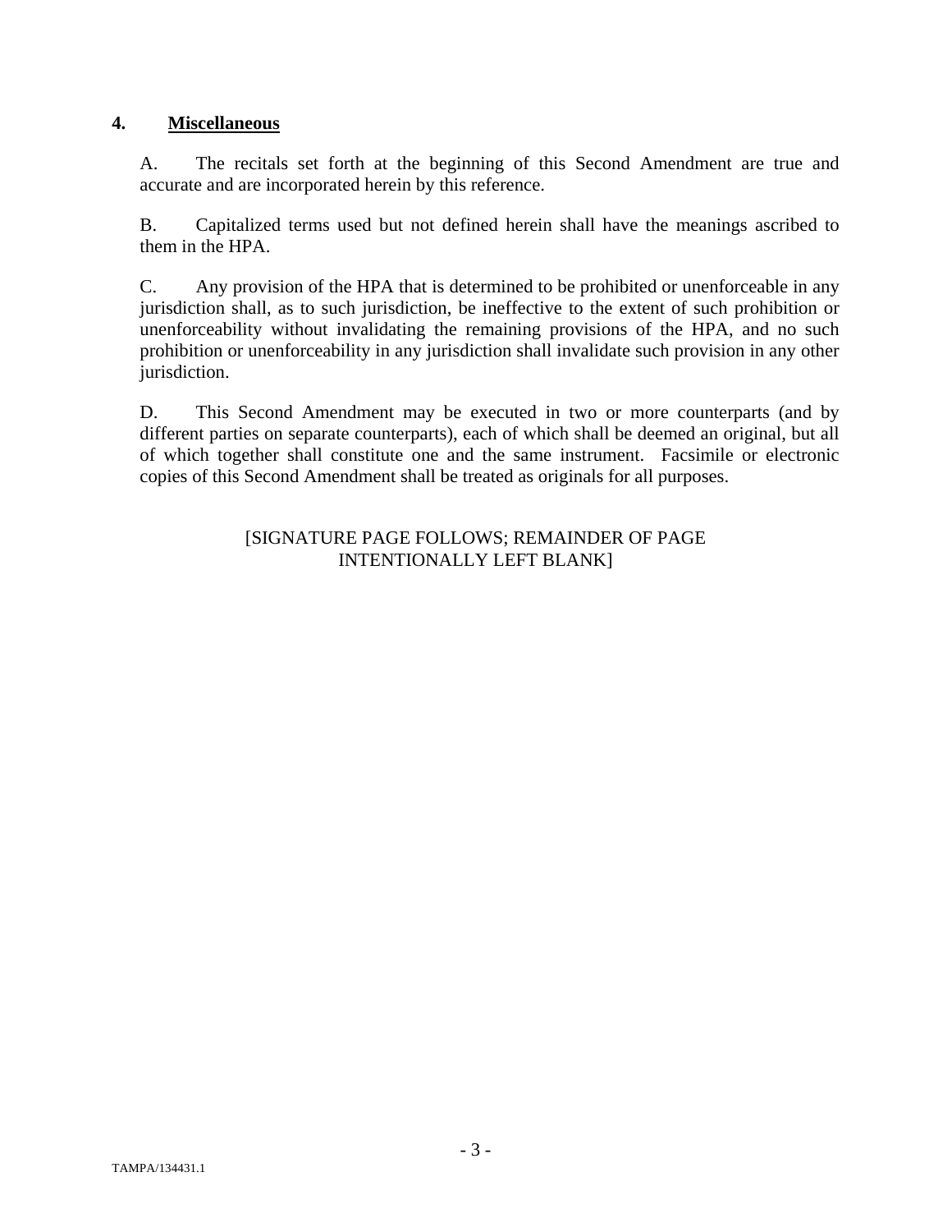## 4. **Miscellaneous**

A. The recitals set forth at the beginning of this Second Amendment are true and accurate and are incorporated herein by this reference.

B. Capitalized terms used but not defined herein shall have the meanings ascribed to them in the HPA.

C. Any provision of the HPA that is determined to be prohibited or unenforceable in any jurisdiction shall, as to such jurisdiction, be ineffective to the extent of such prohibition or unenforceability without invalidating the remaining provisions of the HPA, and no such prohibition or unenforceability in any jurisdiction shall invalidate such provision in any other jurisdiction.

D. This Second Amendment may be executed in two or more counterparts (and by different parties on separate counterparts), each of which shall be deemed an original, but all of which together shall constitute one and the same instrument. Facsimile or electronic copies of this Second Amendment shall be treated as originals for all purposes.

[SIGNATURE PAGE FOLLOWS; REMAINDER OF PAGE INTENTIONALLY LEFT BLANK]

TAMPA/134431.1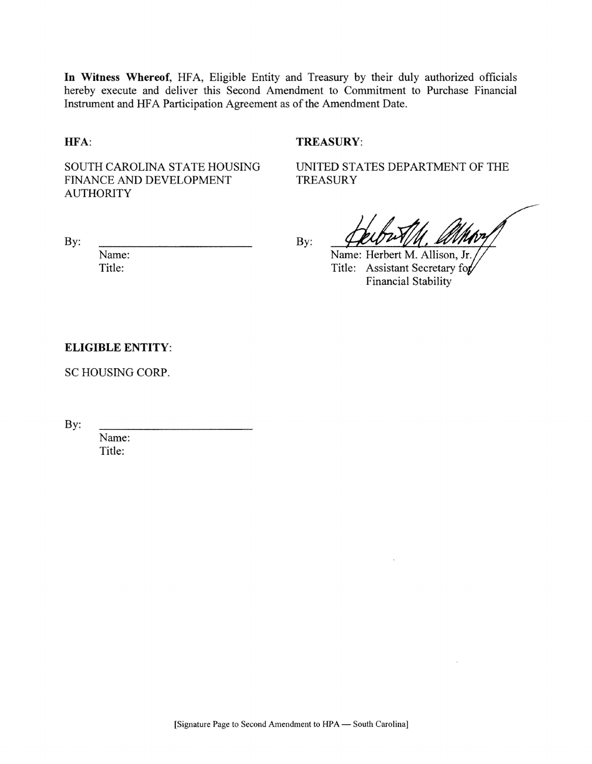**In Witness Whereof,** HFA, Eligible Entity and Treasury by their duly authorized officials hereby execute and deliver this Second Amendment to Commitment to Purchase Financial Instrument and HFA Participation Agreement as of the Amendment Date.

**HFA**:

SOUTH CAROLINA STATE HOUSING FINANCE AND DEVELOPMENT AUTHORITY

By: \_\_\_\_\_\_\_\_\_\_\_\_\_\_\_\_\_\_\_\_\_\_\_\_\_\_
Name:
Title:

**TREASURY**:

UNITED STATES DEPARTMENT OF THE TREASURY

By: [signature]
Name: Herbert M. Allison, Jr.
Title: Assistant Secretary for Financial Stability

**ELIGIBLE ENTITY**:

SC HOUSING CORP.

By: \_\_\_\_\_\_\_\_\_\_\_\_\_\_\_\_\_\_\_\_\_\_\_\_\_\_
Name:
Title:

[Signature Page to Second Amendment to HPA — South Carolina]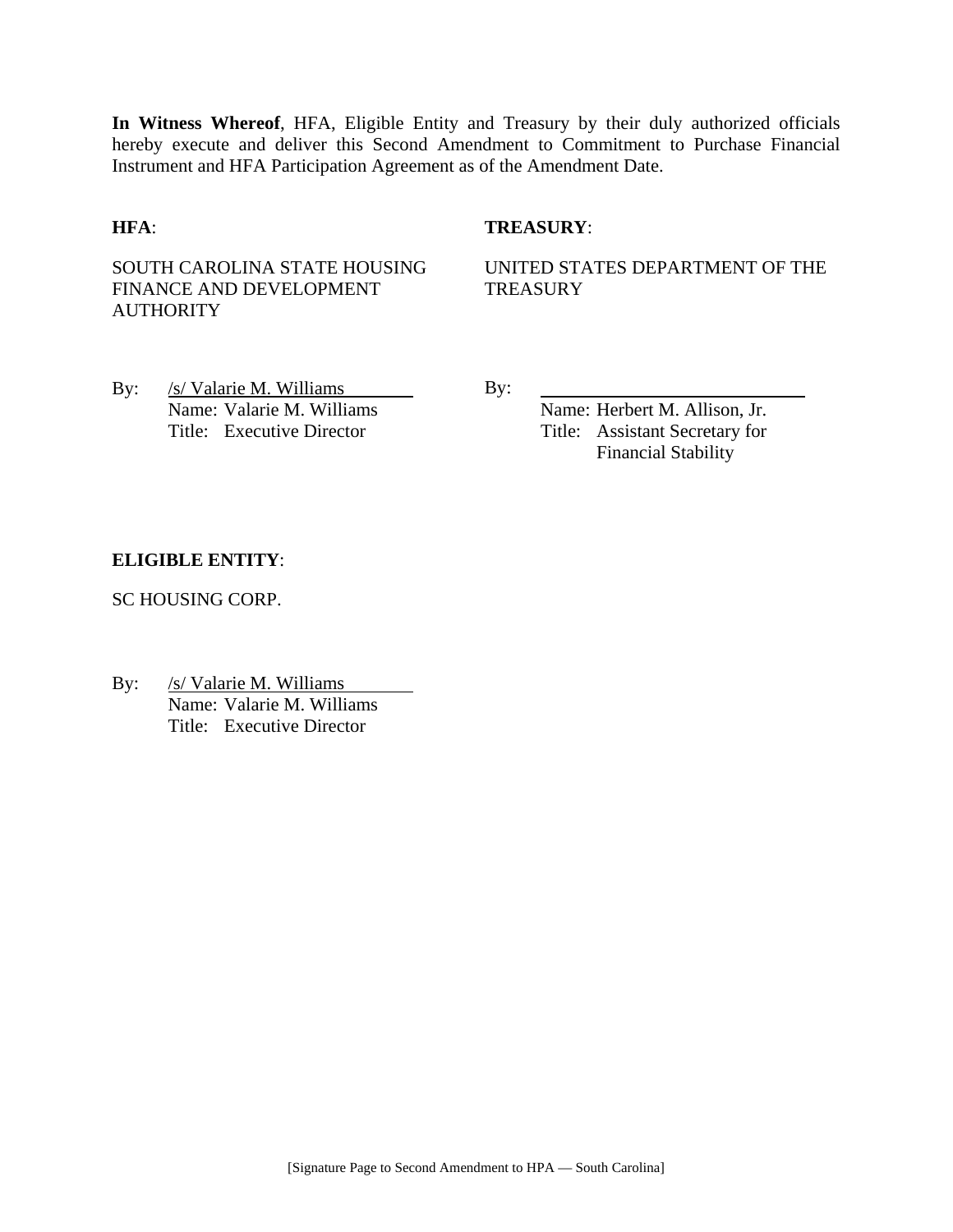**In Witness Whereof**, HFA, Eligible Entity and Treasury by their duly authorized officials hereby execute and deliver this Second Amendment to Commitment to Purchase Financial Instrument and HFA Participation Agreement as of the Amendment Date.

**HFA**:

SOUTH CAROLINA STATE HOUSING FINANCE AND DEVELOPMENT AUTHORITY

By: /s/ Valarie M. Williams
Name: Valarie M. Williams
Title: Executive Director

**TREASURY**:

UNITED STATES DEPARTMENT OF THE TREASURY

By: ______________________________
Name: Herbert M. Allison, Jr.
Title: Assistant Secretary for Financial Stability

**ELIGIBLE ENTITY**:

SC HOUSING CORP.

By: /s/ Valarie M. Williams
Name: Valarie M. Williams
Title: Executive Director

[Signature Page to Second Amendment to HPA — South Carolina]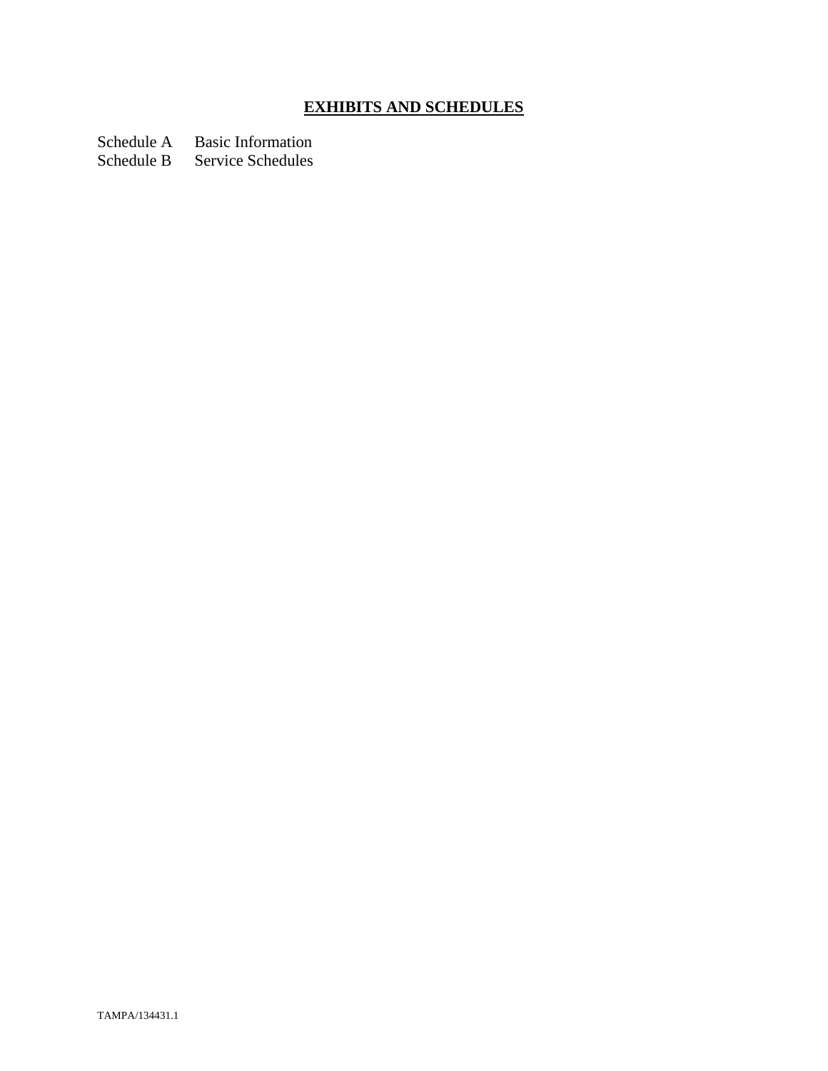# **EXHIBITS AND SCHEDULES**

Schedule A  Basic Information
Schedule B  Service Schedules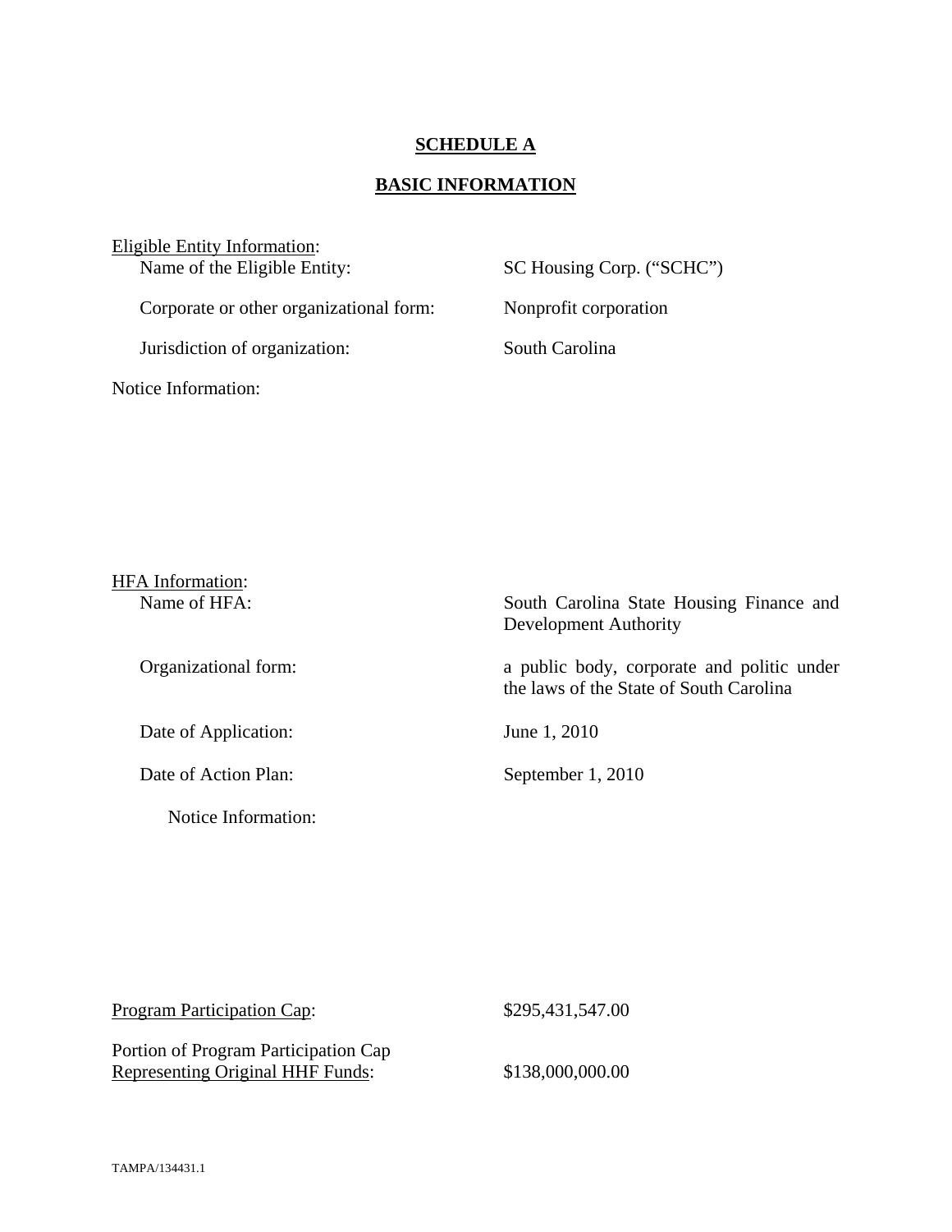# **SCHEDULE A**

## **BASIC INFORMATION**

Eligible Entity Information:

| | |
|---|---|
| Name of the Eligible Entity: | SC Housing Corp. ("SCHC") |
| Corporate or other organizational form: | Nonprofit corporation |
| Jurisdiction of organization: | South Carolina |

Notice Information:

HFA Information:

| | |
|---|---|
| Name of HFA: | South Carolina State Housing Finance and Development Authority |
| Organizational form: | a public body, corporate and politic under the laws of the State of South Carolina |
| Date of Application: | June 1, 2010 |
| Date of Action Plan: | September 1, 2010 |

Notice Information:

| | |
|---|---|
| Program Participation Cap: | $295,431,547.00 |
| Portion of Program Participation Cap Representing Original HHF Funds: | $138,000,000.00 |

TAMPA/134431.1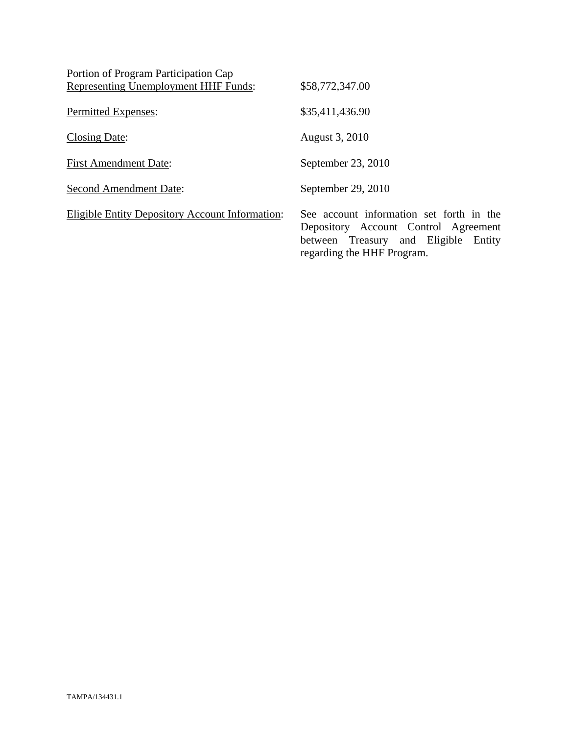| | |
|---|---|
| Portion of Program Participation Cap Representing Unemployment HHF Funds: | $58,772,347.00 |
| Permitted Expenses: | $35,411,436.90 |
| Closing Date: | August 3, 2010 |
| First Amendment Date: | September 23, 2010 |
| Second Amendment Date: | September 29, 2010 |
| Eligible Entity Depository Account Information: | See account information set forth in the Depository Account Control Agreement between Treasury and Eligible Entity regarding the HHF Program. |

TAMPA/134431.1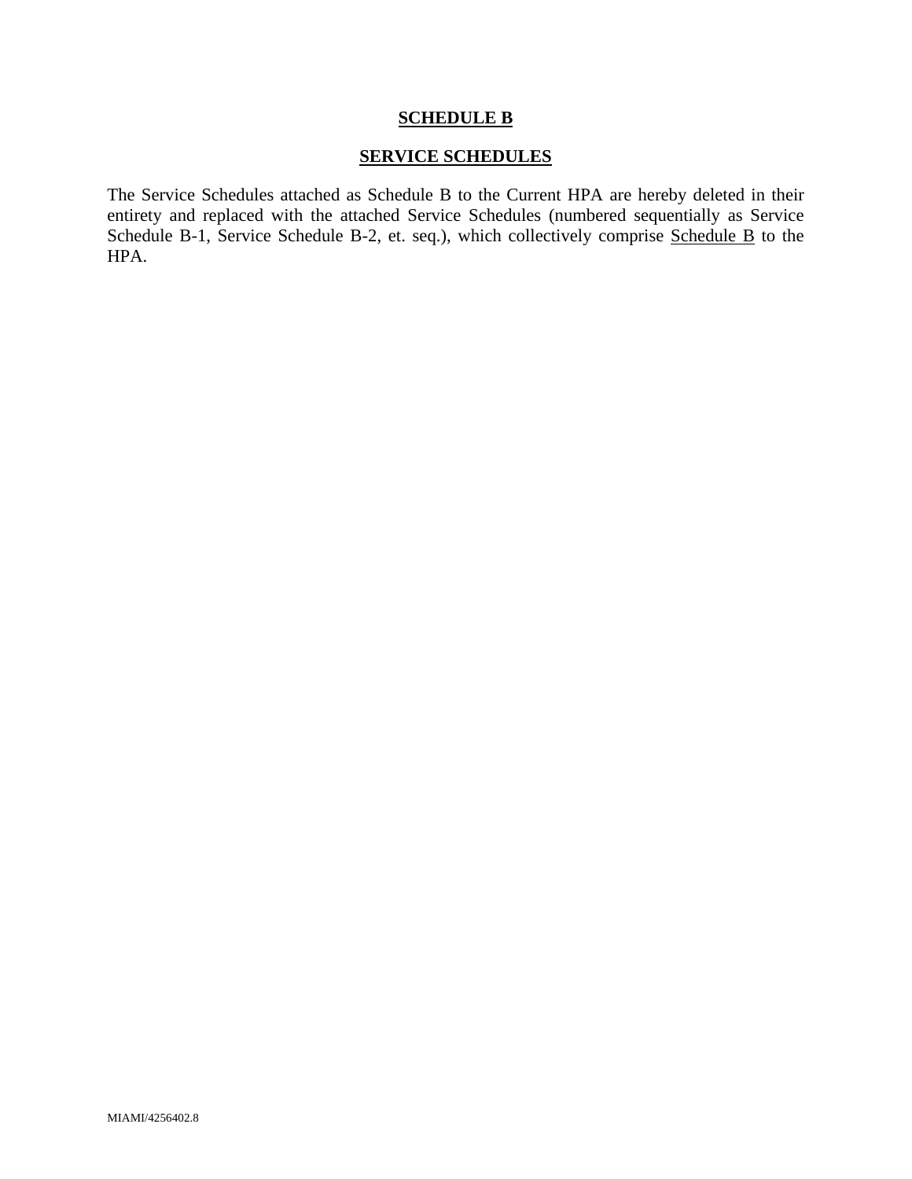**SCHEDULE B**

**SERVICE SCHEDULES**

The Service Schedules attached as Schedule B to the Current HPA are hereby deleted in their entirety and replaced with the attached Service Schedules (numbered sequentially as Service Schedule B-1, Service Schedule B-2, et. seq.), which collectively comprise Schedule B to the HPA.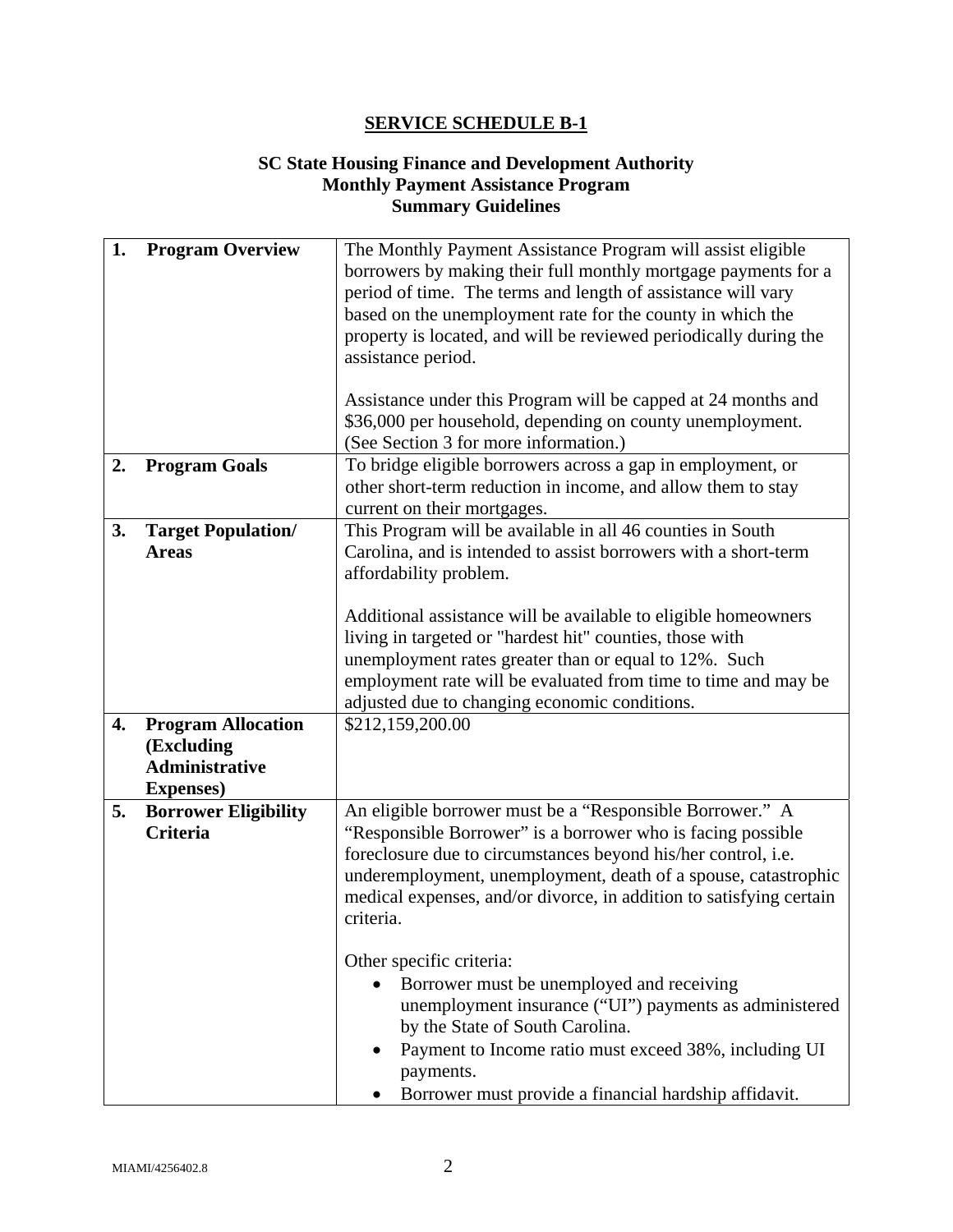## SERVICE SCHEDULE B-1

### SC State Housing Finance and Development Authority
### Monthly Payment Assistance Program
### Summary Guidelines

| | |
|---|---|
| **1. Program Overview** | The Monthly Payment Assistance Program will assist eligible borrowers by making their full monthly mortgage payments for a period of time. The terms and length of assistance will vary based on the unemployment rate for the county in which the property is located, and will be reviewed periodically during the assistance period.<br><br>Assistance under this Program will be capped at 24 months and $36,000 per household, depending on county unemployment. (See Section 3 for more information.) |
| **2. Program Goals** | To bridge eligible borrowers across a gap in employment, or other short-term reduction in income, and allow them to stay current on their mortgages. |
| **3. Target Population/ Areas** | This Program will be available in all 46 counties in South Carolina, and is intended to assist borrowers with a short-term affordability problem.<br><br>Additional assistance will be available to eligible homeowners living in targeted or "hardest hit" counties, those with unemployment rates greater than or equal to 12%. Such employment rate will be evaluated from time to time and may be adjusted due to changing economic conditions. |
| **4. Program Allocation (Excluding Administrative Expenses)** | $212,159,200.00 |
| **5. Borrower Eligibility Criteria** | An eligible borrower must be a "Responsible Borrower." A "Responsible Borrower" is a borrower who is facing possible foreclosure due to circumstances beyond his/her control, i.e. underemployment, unemployment, death of a spouse, catastrophic medical expenses, and/or divorce, in addition to satisfying certain criteria.<br><br>Other specific criteria:<br>• Borrower must be unemployed and receiving unemployment insurance ("UI") payments as administered by the State of South Carolina.<br>• Payment to Income ratio must exceed 38%, including UI payments.<br>• Borrower must provide a financial hardship affidavit. |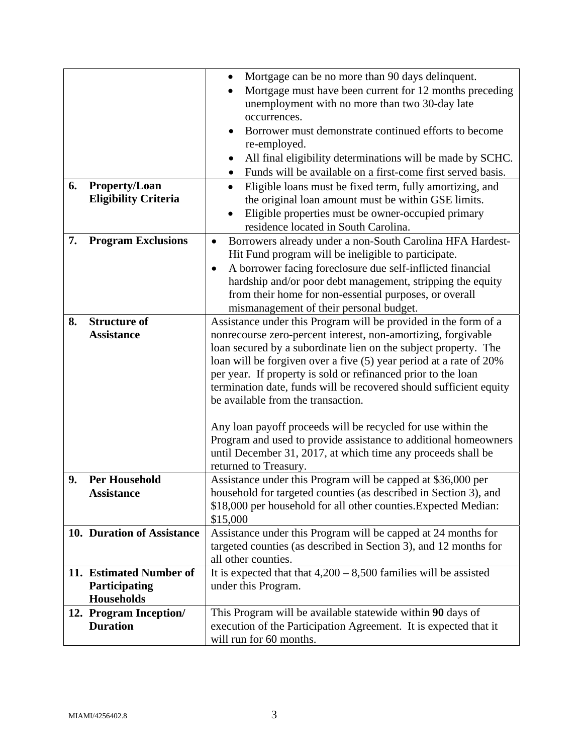| | |
|---|---|
| | • Mortgage can be no more than 90 days delinquent.<br>• Mortgage must have been current for 12 months preceding unemployment with no more than two 30-day late occurrences.<br>• Borrower must demonstrate continued efforts to become re-employed.<br>• All final eligibility determinations will be made by SCHC.<br>• Funds will be available on a first-come first served basis. |
| **6. Property/Loan Eligibility Criteria** | • Eligible loans must be fixed term, fully amortizing, and the original loan amount must be within GSE limits.<br>• Eligible properties must be owner-occupied primary residence located in South Carolina. |
| **7. Program Exclusions** | • Borrowers already under a non-South Carolina HFA Hardest-Hit Fund program will be ineligible to participate.<br>• A borrower facing foreclosure due self-inflicted financial hardship and/or poor debt management, stripping the equity from their home for non-essential purposes, or overall mismanagement of their personal budget. |
| **8. Structure of Assistance** | Assistance under this Program will be provided in the form of a nonrecourse zero-percent interest, non-amortizing, forgivable loan secured by a subordinate lien on the subject property. The loan will be forgiven over a five (5) year period at a rate of 20% per year. If property is sold or refinanced prior to the loan termination date, funds will be recovered should sufficient equity be available from the transaction.<br><br>Any loan payoff proceeds will be recycled for use within the Program and used to provide assistance to additional homeowners until December 31, 2017, at which time any proceeds shall be returned to Treasury. |
| **9. Per Household Assistance** | Assistance under this Program will be capped at $36,000 per household for targeted counties (as described in Section 3), and $18,000 per household for all other counties.Expected Median: $15,000 |
| **10. Duration of Assistance** | Assistance under this Program will be capped at 24 months for targeted counties (as described in Section 3), and 12 months for all other counties. |
| **11. Estimated Number of Participating Households** | It is expected that that 4,200 – 8,500 families will be assisted under this Program. |
| **12. Program Inception/ Duration** | This Program will be available statewide within **90** days of execution of the Participation Agreement. It is expected that it will run for 60 months. |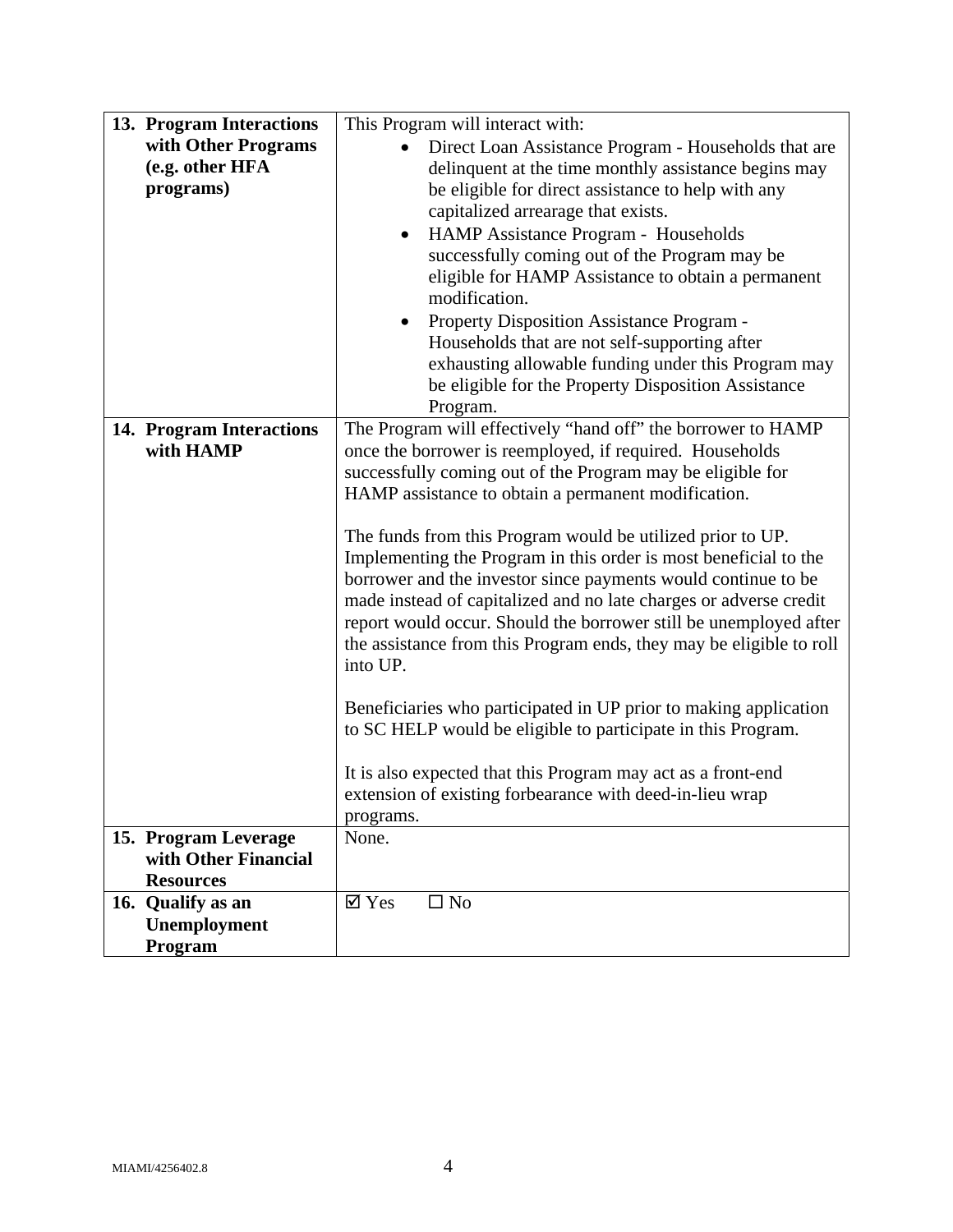| | |
|---|---|
| **13. Program Interactions with Other Programs (e.g. other HFA programs)** | This Program will interact with:<br>• Direct Loan Assistance Program - Households that are delinquent at the time monthly assistance begins may be eligible for direct assistance to help with any capitalized arrearage that exists.<br>• HAMP Assistance Program - Households successfully coming out of the Program may be eligible for HAMP Assistance to obtain a permanent modification.<br>• Property Disposition Assistance Program - Households that are not self-supporting after exhausting allowable funding under this Program may be eligible for the Property Disposition Assistance Program. |
| **14. Program Interactions with HAMP** | The Program will effectively "hand off" the borrower to HAMP once the borrower is reemployed, if required. Households successfully coming out of the Program may be eligible for HAMP assistance to obtain a permanent modification.<br><br>The funds from this Program would be utilized prior to UP. Implementing the Program in this order is most beneficial to the borrower and the investor since payments would continue to be made instead of capitalized and no late charges or adverse credit report would occur. Should the borrower still be unemployed after the assistance from this Program ends, they may be eligible to roll into UP.<br><br>Beneficiaries who participated in UP prior to making application to SC HELP would be eligible to participate in this Program.<br><br>It is also expected that this Program may act as a front-end extension of existing forbearance with deed-in-lieu wrap programs. |
| **15. Program Leverage with Other Financial Resources** | None. |
| **16. Qualify as an Unemployment Program** | ☑ Yes ☐ No |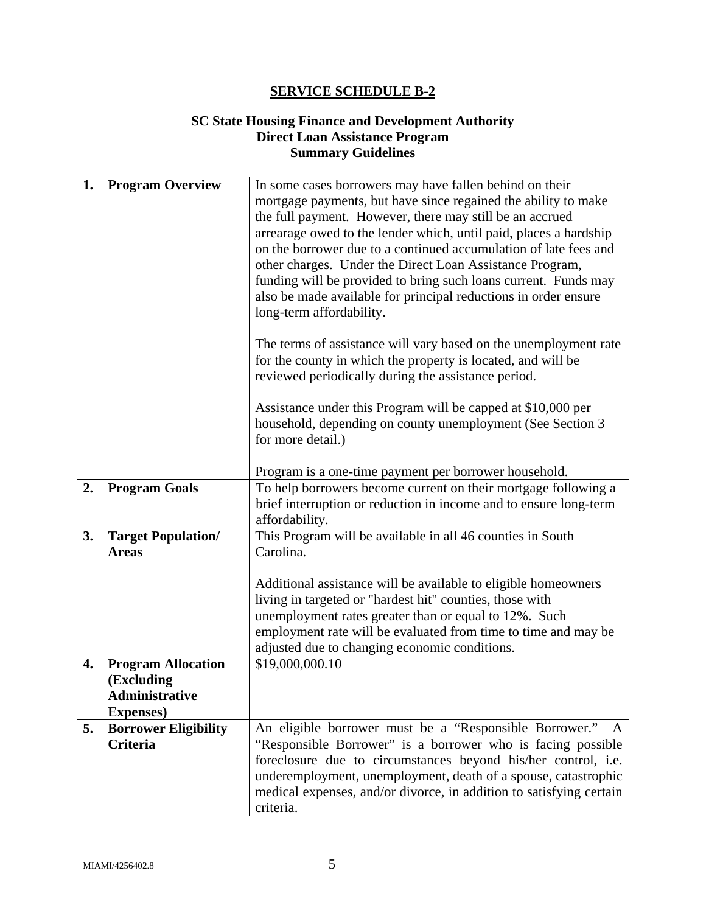## SERVICE SCHEDULE B-2

**SC State Housing Finance and Development Authority**
**Direct Loan Assistance Program**
**Summary Guidelines**

| | |
|---|---|
| **1. Program Overview** | In some cases borrowers may have fallen behind on their mortgage payments, but have since regained the ability to make the full payment. However, there may still be an accrued arrearage owed to the lender which, until paid, places a hardship on the borrower due to a continued accumulation of late fees and other charges. Under the Direct Loan Assistance Program, funding will be provided to bring such loans current. Funds may also be made available for principal reductions in order ensure long-term affordability.<br><br>The terms of assistance will vary based on the unemployment rate for the county in which the property is located, and will be reviewed periodically during the assistance period.<br><br>Assistance under this Program will be capped at $10,000 per household, depending on county unemployment (See Section 3 for more detail.)<br><br>Program is a one-time payment per borrower household. |
| **2. Program Goals** | To help borrowers become current on their mortgage following a brief interruption or reduction in income and to ensure long-term affordability. |
| **3. Target Population/ Areas** | This Program will be available in all 46 counties in South Carolina.<br><br>Additional assistance will be available to eligible homeowners living in targeted or "hardest hit" counties, those with unemployment rates greater than or equal to 12%. Such employment rate will be evaluated from time to time and may be adjusted due to changing economic conditions. |
| **4. Program Allocation (Excluding Administrative Expenses)** | $19,000,000.10 |
| **5. Borrower Eligibility Criteria** | An eligible borrower must be a "Responsible Borrower." A "Responsible Borrower" is a borrower who is facing possible foreclosure due to circumstances beyond his/her control, i.e. underemployment, unemployment, death of a spouse, catastrophic medical expenses, and/or divorce, in addition to satisfying certain criteria. |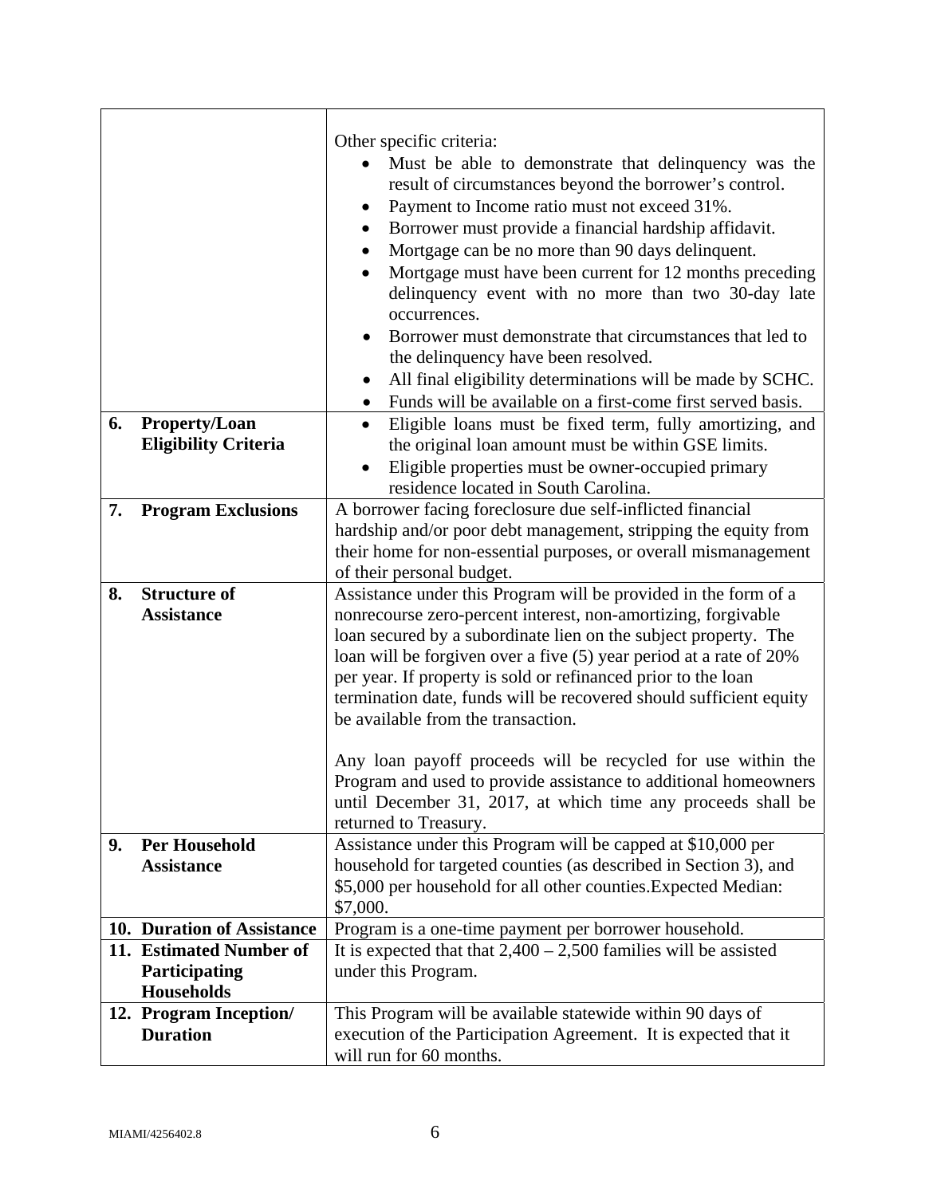| | |
|---|---|
| | Other specific criteria:<br>• Must be able to demonstrate that delinquency was the result of circumstances beyond the borrower's control.<br>• Payment to Income ratio must not exceed 31%.<br>• Borrower must provide a financial hardship affidavit.<br>• Mortgage can be no more than 90 days delinquent.<br>• Mortgage must have been current for 12 months preceding delinquency event with no more than two 30-day late occurrences.<br>• Borrower must demonstrate that circumstances that led to the delinquency have been resolved.<br>• All final eligibility determinations will be made by SCHC.<br>• Funds will be available on a first-come first served basis. |
| **6. Property/Loan Eligibility Criteria** | • Eligible loans must be fixed term, fully amortizing, and the original loan amount must be within GSE limits.<br>• Eligible properties must be owner-occupied primary residence located in South Carolina. |
| **7. Program Exclusions** | A borrower facing foreclosure due self-inflicted financial hardship and/or poor debt management, stripping the equity from their home for non-essential purposes, or overall mismanagement of their personal budget. |
| **8. Structure of Assistance** | Assistance under this Program will be provided in the form of a nonrecourse zero-percent interest, non-amortizing, forgivable loan secured by a subordinate lien on the subject property. The loan will be forgiven over a five (5) year period at a rate of 20% per year. If property is sold or refinanced prior to the loan termination date, funds will be recovered should sufficient equity be available from the transaction.<br><br>Any loan payoff proceeds will be recycled for use within the Program and used to provide assistance to additional homeowners until December 31, 2017, at which time any proceeds shall be returned to Treasury. |
| **9. Per Household Assistance** | Assistance under this Program will be capped at $10,000 per household for targeted counties (as described in Section 3), and $5,000 per household for all other counties.Expected Median: $7,000. |
| **10. Duration of Assistance** | Program is a one-time payment per borrower household. |
| **11. Estimated Number of Participating Households** | It is expected that that 2,400 – 2,500 families will be assisted under this Program. |
| **12. Program Inception/ Duration** | This Program will be available statewide within 90 days of execution of the Participation Agreement. It is expected that it will run for 60 months. |

MIAMI/4256402.8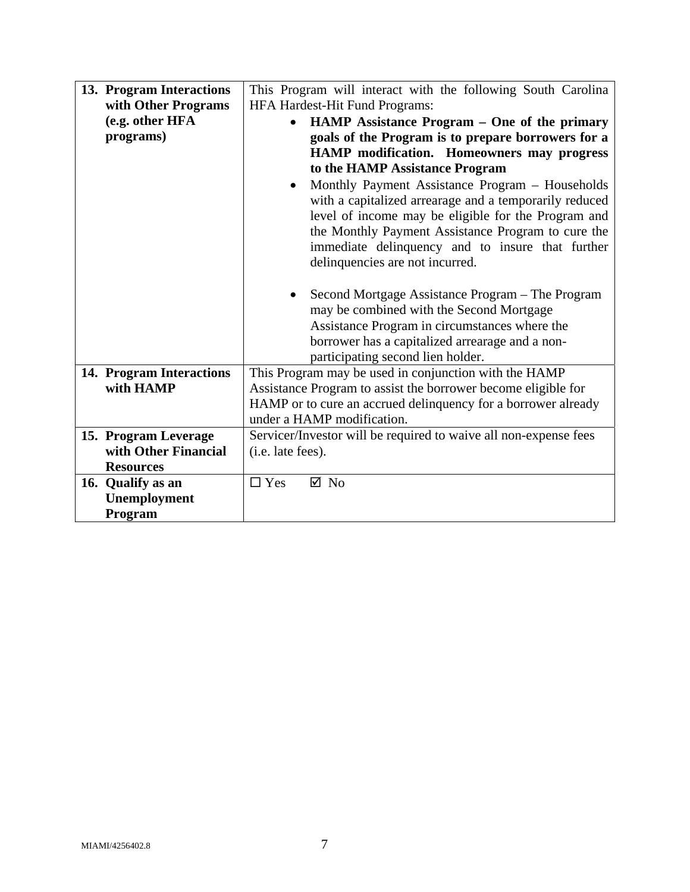| | |
|---|---|
| **13. Program Interactions with Other Programs (e.g. other HFA programs)** | This Program will interact with the following South Carolina HFA Hardest-Hit Fund Programs:<br>• **HAMP Assistance Program – One of the primary goals of the Program is to prepare borrowers for a HAMP modification. Homeowners may progress to the HAMP Assistance Program**<br>• Monthly Payment Assistance Program – Households with a capitalized arrearage and a temporarily reduced level of income may be eligible for the Program and the Monthly Payment Assistance Program to cure the immediate delinquency and to insure that further delinquencies are not incurred.<br>• Second Mortgage Assistance Program – The Program may be combined with the Second Mortgage Assistance Program in circumstances where the borrower has a capitalized arrearage and a non-participating second lien holder. |
| **14. Program Interactions with HAMP** | This Program may be used in conjunction with the HAMP Assistance Program to assist the borrower become eligible for HAMP or to cure an accrued delinquency for a borrower already under a HAMP modification. |
| **15. Program Leverage with Other Financial Resources** | Servicer/Investor will be required to waive all non-expense fees (i.e. late fees). |
| **16. Qualify as an Unemployment Program** | ☐ Yes ☑ No |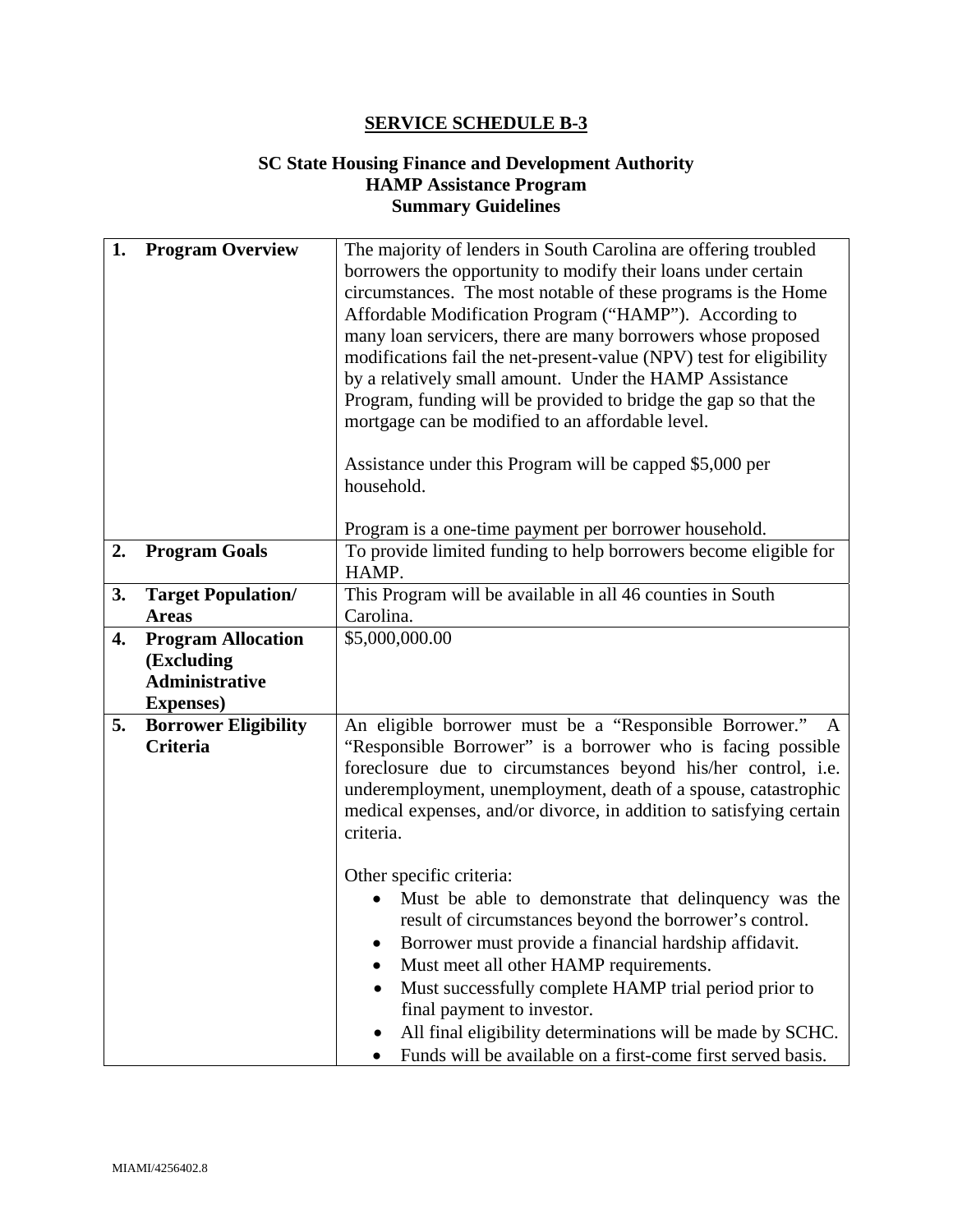# SERVICE SCHEDULE B-3

## SC State Housing Finance and Development Authority
## HAMP Assistance Program
## Summary Guidelines

| | |
|---|---|
| **1. Program Overview** | The majority of lenders in South Carolina are offering troubled borrowers the opportunity to modify their loans under certain circumstances. The most notable of these programs is the Home Affordable Modification Program ("HAMP"). According to many loan servicers, there are many borrowers whose proposed modifications fail the net-present-value (NPV) test for eligibility by a relatively small amount. Under the HAMP Assistance Program, funding will be provided to bridge the gap so that the mortgage can be modified to an affordable level.<br><br>Assistance under this Program will be capped $5,000 per household.<br><br>Program is a one-time payment per borrower household. |
| **2. Program Goals** | To provide limited funding to help borrowers become eligible for HAMP. |
| **3. Target Population/ Areas** | This Program will be available in all 46 counties in South Carolina. |
| **4. Program Allocation (Excluding Administrative Expenses)** | $5,000,000.00 |
| **5. Borrower Eligibility Criteria** | An eligible borrower must be a "Responsible Borrower." A "Responsible Borrower" is a borrower who is facing possible foreclosure due to circumstances beyond his/her control, i.e. underemployment, unemployment, death of a spouse, catastrophic medical expenses, and/or divorce, in addition to satisfying certain criteria.<br><br>Other specific criteria:<br>• Must be able to demonstrate that delinquency was the result of circumstances beyond the borrower's control.<br>• Borrower must provide a financial hardship affidavit.<br>• Must meet all other HAMP requirements.<br>• Must successfully complete HAMP trial period prior to final payment to investor.<br>• All final eligibility determinations will be made by SCHC.<br>• Funds will be available on a first-come first served basis. |

MIAMI/4256402.8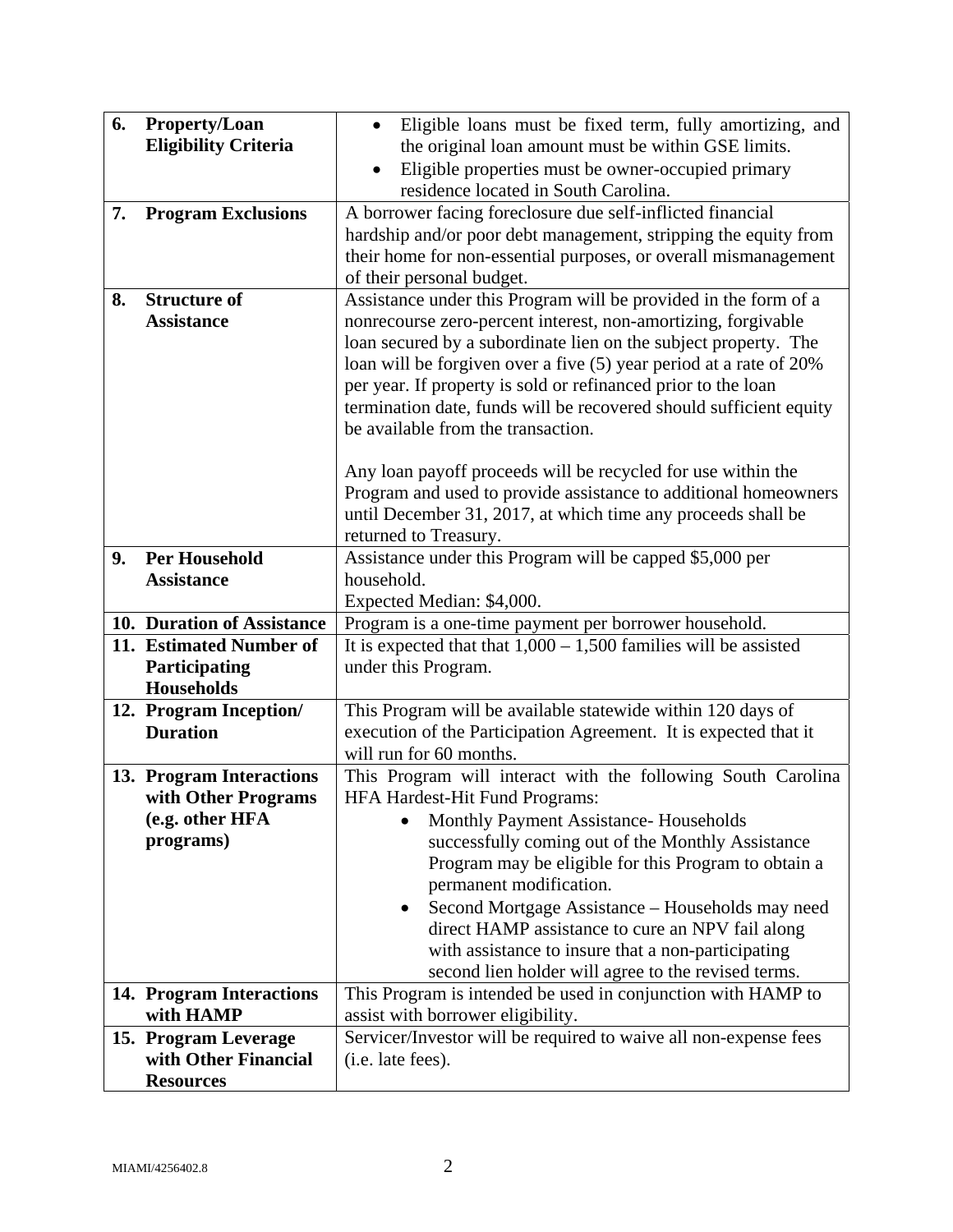| | |
|---|---|
| **6. Property/Loan Eligibility Criteria** | • Eligible loans must be fixed term, fully amortizing, and the original loan amount must be within GSE limits.<br>• Eligible properties must be owner-occupied primary residence located in South Carolina. |
| **7. Program Exclusions** | A borrower facing foreclosure due self-inflicted financial hardship and/or poor debt management, stripping the equity from their home for non-essential purposes, or overall mismanagement of their personal budget. |
| **8. Structure of Assistance** | Assistance under this Program will be provided in the form of a nonrecourse zero-percent interest, non-amortizing, forgivable loan secured by a subordinate lien on the subject property. The loan will be forgiven over a five (5) year period at a rate of 20% per year. If property is sold or refinanced prior to the loan termination date, funds will be recovered should sufficient equity be available from the transaction.<br><br>Any loan payoff proceeds will be recycled for use within the Program and used to provide assistance to additional homeowners until December 31, 2017, at which time any proceeds shall be returned to Treasury. |
| **9. Per Household Assistance** | Assistance under this Program will be capped $5,000 per household.<br>Expected Median: $4,000. |
| **10. Duration of Assistance** | Program is a one-time payment per borrower household. |
| **11. Estimated Number of Participating Households** | It is expected that that 1,000 – 1,500 families will be assisted under this Program. |
| **12. Program Inception/ Duration** | This Program will be available statewide within 120 days of execution of the Participation Agreement. It is expected that it will run for 60 months. |
| **13. Program Interactions with Other Programs (e.g. other HFA programs)** | This Program will interact with the following South Carolina HFA Hardest-Hit Fund Programs:<br>• Monthly Payment Assistance- Households successfully coming out of the Monthly Assistance Program may be eligible for this Program to obtain a permanent modification.<br>• Second Mortgage Assistance – Households may need direct HAMP assistance to cure an NPV fail along with assistance to insure that a non-participating second lien holder will agree to the revised terms. |
| **14. Program Interactions with HAMP** | This Program is intended be used in conjunction with HAMP to assist with borrower eligibility. |
| **15. Program Leverage with Other Financial Resources** | Servicer/Investor will be required to waive all non-expense fees (i.e. late fees). |

MIAMI/4256402.8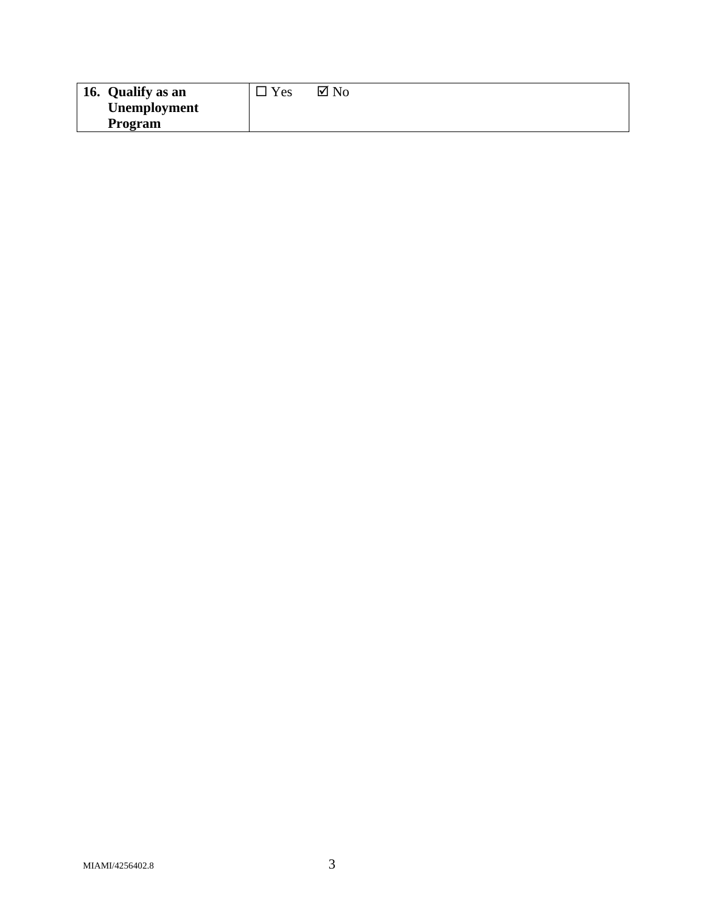| **16. Qualify as an Unemployment Program** | ☐ Yes ☑ No |
|---|---|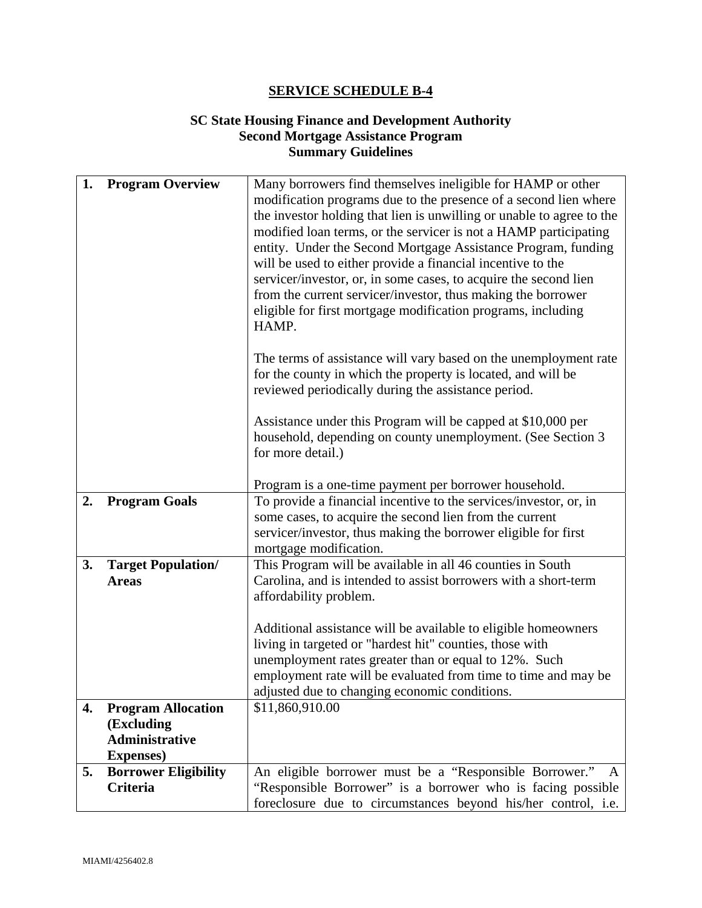## SERVICE SCHEDULE B-4

### SC State Housing Finance and Development Authority
### Second Mortgage Assistance Program
### Summary Guidelines

| | |
|---|---|
| **1. Program Overview** | Many borrowers find themselves ineligible for HAMP or other modification programs due to the presence of a second lien where the investor holding that lien is unwilling or unable to agree to the modified loan terms, or the servicer is not a HAMP participating entity. Under the Second Mortgage Assistance Program, funding will be used to either provide a financial incentive to the servicer/investor, or, in some cases, to acquire the second lien from the current servicer/investor, thus making the borrower eligible for first mortgage modification programs, including HAMP.<br><br>The terms of assistance will vary based on the unemployment rate for the county in which the property is located, and will be reviewed periodically during the assistance period.<br><br>Assistance under this Program will be capped at $10,000 per household, depending on county unemployment. (See Section 3 for more detail.)<br><br>Program is a one-time payment per borrower household. |
| **2. Program Goals** | To provide a financial incentive to the services/investor, or, in some cases, to acquire the second lien from the current servicer/investor, thus making the borrower eligible for first mortgage modification. |
| **3. Target Population/ Areas** | This Program will be available in all 46 counties in South Carolina, and is intended to assist borrowers with a short-term affordability problem.<br><br>Additional assistance will be available to eligible homeowners living in targeted or "hardest hit" counties, those with unemployment rates greater than or equal to 12%. Such employment rate will be evaluated from time to time and may be adjusted due to changing economic conditions. |
| **4. Program Allocation (Excluding Administrative Expenses)** | $11,860,910.00 |
| **5. Borrower Eligibility Criteria** | An eligible borrower must be a "Responsible Borrower." A "Responsible Borrower" is a borrower who is facing possible foreclosure due to circumstances beyond his/her control, i.e. |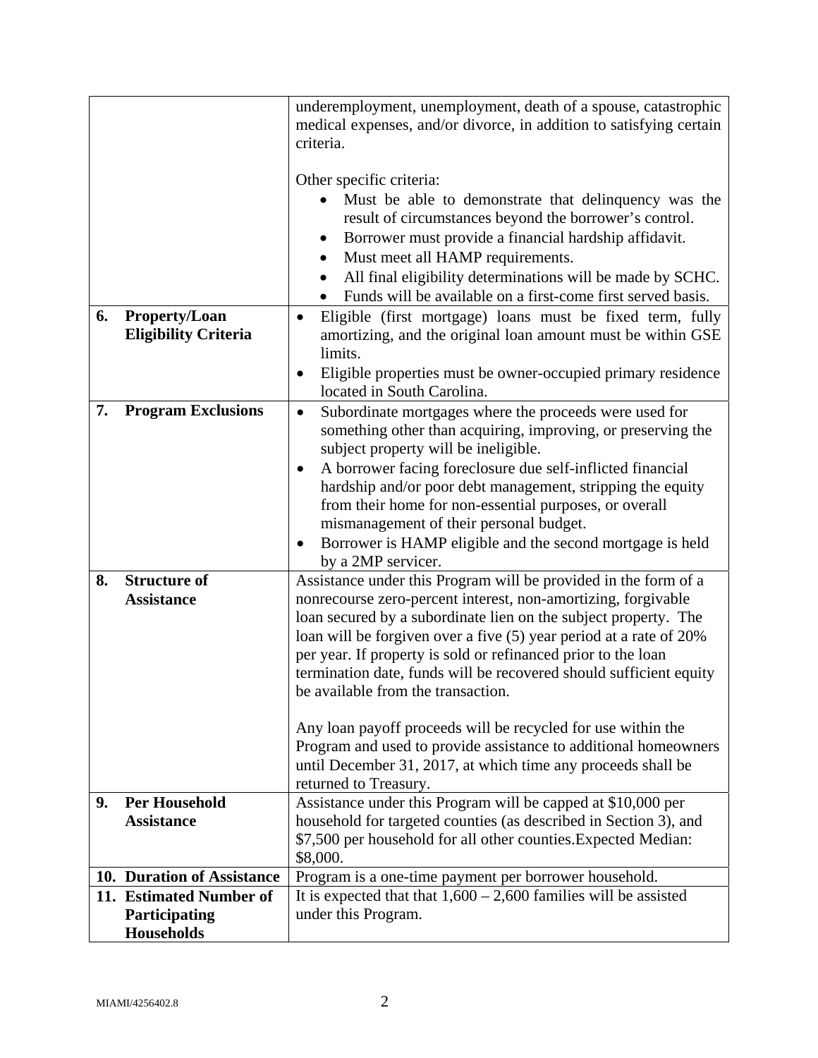| | |
|---|---|
| | underemployment, unemployment, death of a spouse, catastrophic medical expenses, and/or divorce, in addition to satisfying certain criteria.<br><br>Other specific criteria:<br>• Must be able to demonstrate that delinquency was the result of circumstances beyond the borrower's control.<br>• Borrower must provide a financial hardship affidavit.<br>• Must meet all HAMP requirements.<br>• All final eligibility determinations will be made by SCHC.<br>• Funds will be available on a first-come first served basis. |
| **6. Property/Loan Eligibility Criteria** | • Eligible (first mortgage) loans must be fixed term, fully amortizing, and the original loan amount must be within GSE limits.<br>• Eligible properties must be owner-occupied primary residence located in South Carolina. |
| **7. Program Exclusions** | • Subordinate mortgages where the proceeds were used for something other than acquiring, improving, or preserving the subject property will be ineligible.<br>• A borrower facing foreclosure due self-inflicted financial hardship and/or poor debt management, stripping the equity from their home for non-essential purposes, or overall mismanagement of their personal budget.<br>• Borrower is HAMP eligible and the second mortgage is held by a 2MP servicer. |
| **8. Structure of Assistance** | Assistance under this Program will be provided in the form of a nonrecourse zero-percent interest, non-amortizing, forgivable loan secured by a subordinate lien on the subject property. The loan will be forgiven over a five (5) year period at a rate of 20% per year. If property is sold or refinanced prior to the loan termination date, funds will be recovered should sufficient equity be available from the transaction.<br><br>Any loan payoff proceeds will be recycled for use within the Program and used to provide assistance to additional homeowners until December 31, 2017, at which time any proceeds shall be returned to Treasury. |
| **9. Per Household Assistance** | Assistance under this Program will be capped at $10,000 per household for targeted counties (as described in Section 3), and $7,500 per household for all other counties.Expected Median: $8,000. |
| **10. Duration of Assistance** | Program is a one-time payment per borrower household. |
| **11. Estimated Number of Participating Households** | It is expected that that 1,600 – 2,600 families will be assisted under this Program. |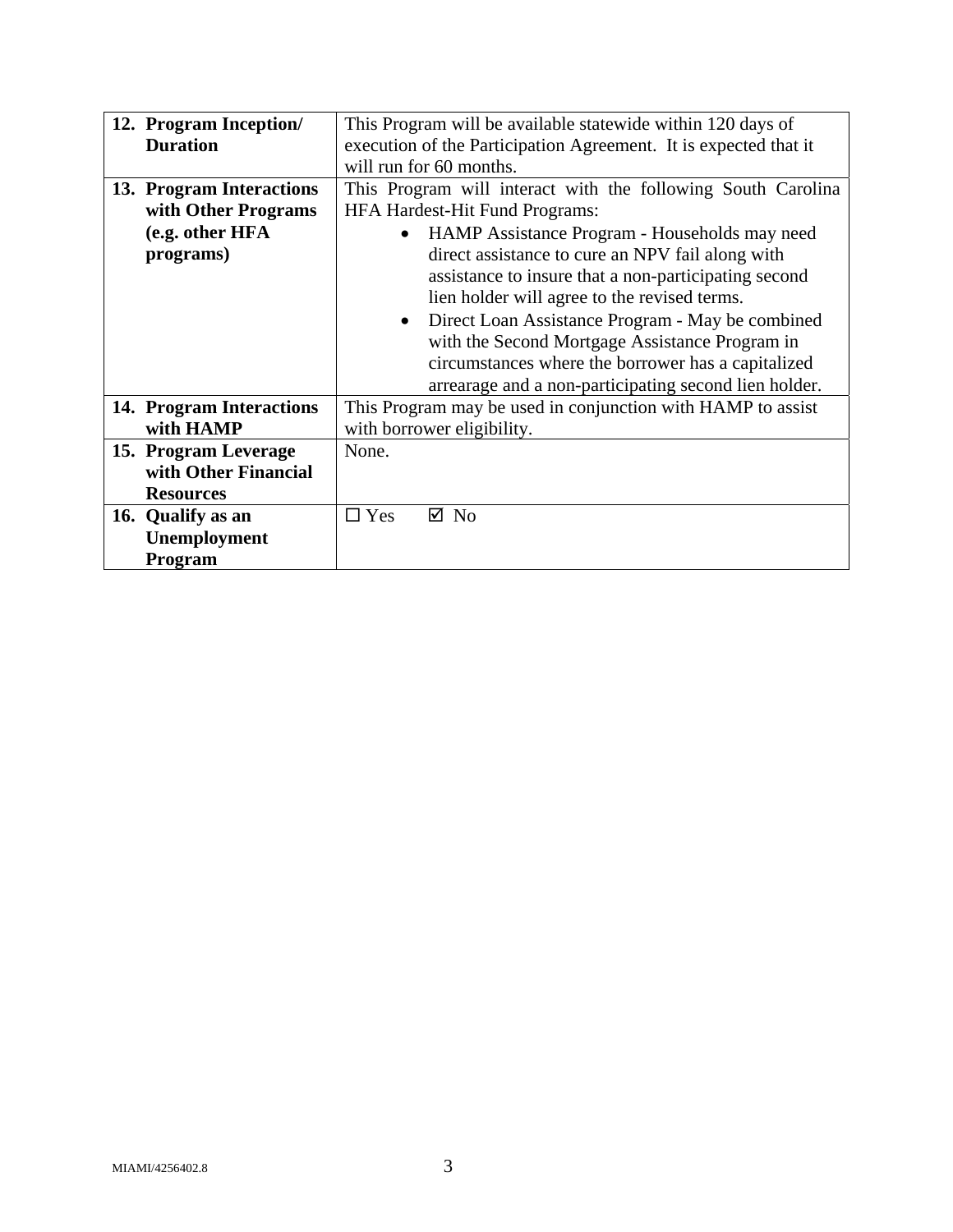| | |
|---|---|
| **12. Program Inception/ Duration** | This Program will be available statewide within 120 days of execution of the Participation Agreement. It is expected that it will run for 60 months. |
| **13. Program Interactions with Other Programs (e.g. other HFA programs)** | This Program will interact with the following South Carolina HFA Hardest-Hit Fund Programs:<br>• HAMP Assistance Program - Households may need direct assistance to cure an NPV fail along with assistance to insure that a non-participating second lien holder will agree to the revised terms.<br>• Direct Loan Assistance Program - May be combined with the Second Mortgage Assistance Program in circumstances where the borrower has a capitalized arrearage and a non-participating second lien holder. |
| **14. Program Interactions with HAMP** | This Program may be used in conjunction with HAMP to assist with borrower eligibility. |
| **15. Program Leverage with Other Financial Resources** | None. |
| **16. Qualify as an Unemployment Program** | ☐ Yes ☑ No |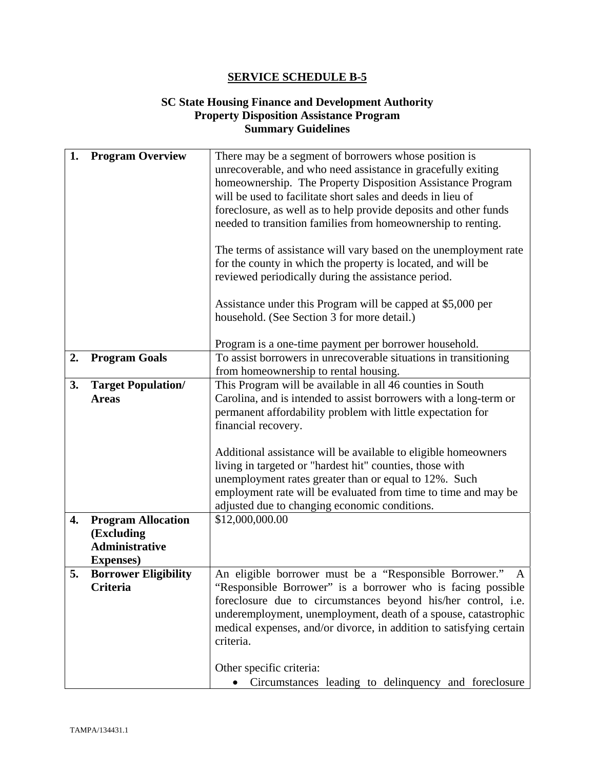## SERVICE SCHEDULE B-5

### SC State Housing Finance and Development Authority
### Property Disposition Assistance Program
### Summary Guidelines

| | | |
|---|---|---|
| **1.** | **Program Overview** | There may be a segment of borrowers whose position is unrecoverable, and who need assistance in gracefully exiting homeownership. The Property Disposition Assistance Program will be used to facilitate short sales and deeds in lieu of foreclosure, as well as to help provide deposits and other funds needed to transition families from homeownership to renting.<br><br>The terms of assistance will vary based on the unemployment rate for the county in which the property is located, and will be reviewed periodically during the assistance period.<br><br>Assistance under this Program will be capped at $5,000 per household. (See Section 3 for more detail.)<br><br>Program is a one-time payment per borrower household. |
| **2.** | **Program Goals** | To assist borrowers in unrecoverable situations in transitioning from homeownership to rental housing. |
| **3.** | **Target Population/ Areas** | This Program will be available in all 46 counties in South Carolina, and is intended to assist borrowers with a long-term or permanent affordability problem with little expectation for financial recovery.<br><br>Additional assistance will be available to eligible homeowners living in targeted or "hardest hit" counties, those with unemployment rates greater than or equal to 12%. Such employment rate will be evaluated from time to time and may be adjusted due to changing economic conditions. |
| **4.** | **Program Allocation (Excluding Administrative Expenses)** | $12,000,000.00 |
| **5.** | **Borrower Eligibility Criteria** | An eligible borrower must be a "Responsible Borrower." A "Responsible Borrower" is a borrower who is facing possible foreclosure due to circumstances beyond his/her control, i.e. underemployment, unemployment, death of a spouse, catastrophic medical expenses, and/or divorce, in addition to satisfying certain criteria.<br><br>Other specific criteria:<br>• Circumstances leading to delinquency and foreclosure |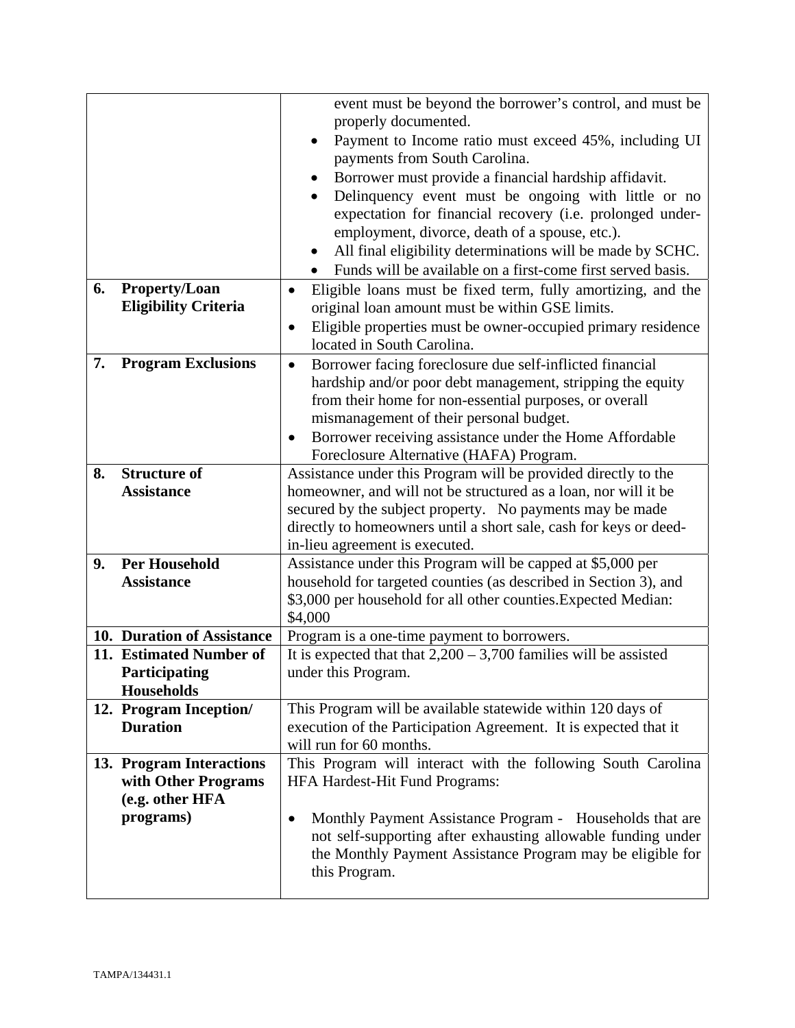| | |
|---|---|
| | <ul><li>event must be beyond the borrower's control, and must be properly documented.</li><li>Payment to Income ratio must exceed 45%, including UI payments from South Carolina.</li><li>Borrower must provide a financial hardship affidavit.</li><li>Delinquency event must be ongoing with little or no expectation for financial recovery (i.e. prolonged under-employment, divorce, death of a spouse, etc.).</li><li>All final eligibility determinations will be made by SCHC.</li><li>Funds will be available on a first-come first served basis.</li></ul> |
| **6. Property/Loan Eligibility Criteria** | <ul><li>Eligible loans must be fixed term, fully amortizing, and the original loan amount must be within GSE limits.</li><li>Eligible properties must be owner-occupied primary residence located in South Carolina.</li></ul> |
| **7. Program Exclusions** | <ul><li>Borrower facing foreclosure due self-inflicted financial hardship and/or poor debt management, stripping the equity from their home for non-essential purposes, or overall mismanagement of their personal budget.</li><li>Borrower receiving assistance under the Home Affordable Foreclosure Alternative (HAFA) Program.</li></ul> |
| **8. Structure of Assistance** | Assistance under this Program will be provided directly to the homeowner, and will not be structured as a loan, nor will it be secured by the subject property. No payments may be made directly to homeowners until a short sale, cash for keys or deed-in-lieu agreement is executed. |
| **9. Per Household Assistance** | Assistance under this Program will be capped at $5,000 per household for targeted counties (as described in Section 3), and $3,000 per household for all other counties.Expected Median: $4,000 |
| **10. Duration of Assistance** | Program is a one-time payment to borrowers. |
| **11. Estimated Number of Participating Households** | It is expected that that 2,200 – 3,700 families will be assisted under this Program. |
| **12. Program Inception/ Duration** | This Program will be available statewide within 120 days of execution of the Participation Agreement. It is expected that it will run for 60 months. |
| **13. Program Interactions with Other Programs (e.g. other HFA programs)** | This Program will interact with the following South Carolina HFA Hardest-Hit Fund Programs:<br><br><ul><li>Monthly Payment Assistance Program - Households that are not self-supporting after exhausting allowable funding under the Monthly Payment Assistance Program may be eligible for this Program.</li></ul> |

TAMPA/134431.1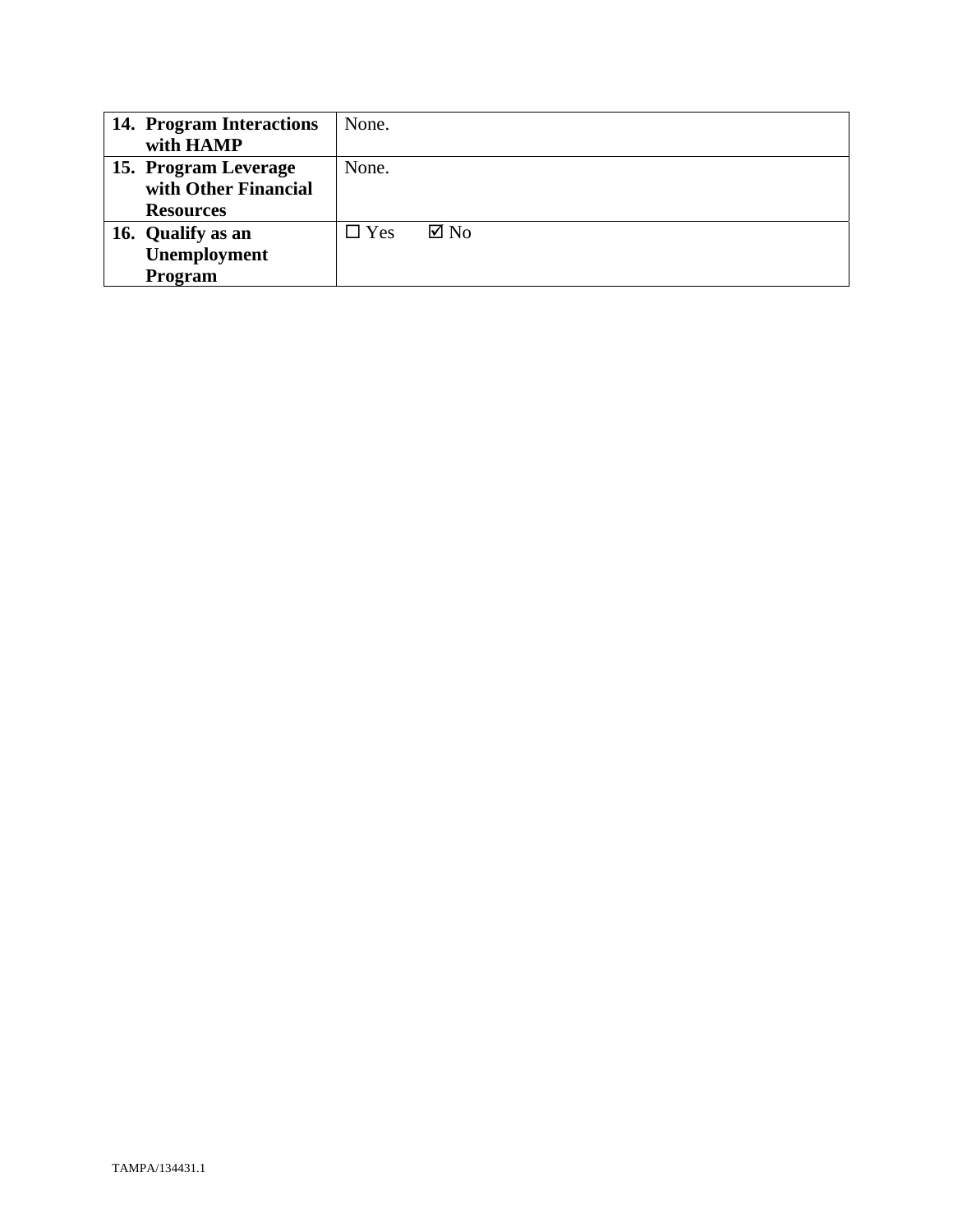| | |
|---|---|
| **14. Program Interactions with HAMP** | None. |
| **15. Program Leverage with Other Financial Resources** | None. |
| **16. Qualify as an Unemployment Program** | ☐ Yes ☑ No |

TAMPA/134431.1